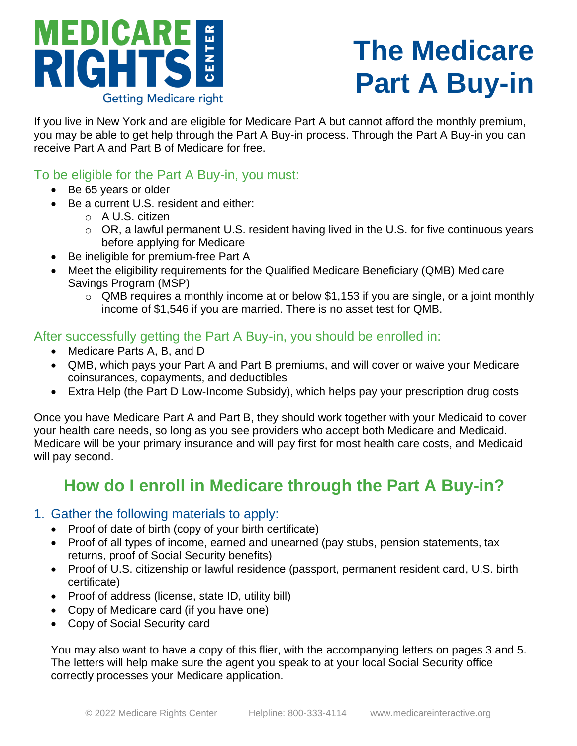# The Medicare Part A Buy-in

If you live in New York and are eligible for Medicare Part A but cannot afford the monthly premium, you may be able to get help through the Part A Buy-in process. Through the Part A Buy-in you can receive Part A and Part B of Medicare for free.

### To be eligible for the Part A Buy-in, you must:

- Be 65 years or older
- Be a current U.S. resident and either:
  - A U.S. citizen
  - OR, a lawful permanent U.S. resident having lived in the U.S. for five continuous years before applying for Medicare
- Be ineligible for premium-free Part A
- Meet the eligibility requirements for the Qualified Medicare Beneficiary (QMB) Medicare Savings Program (MSP)
  - QMB requires a monthly income at or below $1,153 if you are single, or a joint monthly income of $1,546 if you are married. There is no asset test for QMB.

### After successfully getting the Part A Buy-in, you should be enrolled in:

- Medicare Parts A, B, and D
- QMB, which pays your Part A and Part B premiums, and will cover or waive your Medicare coinsurances, copayments, and deductibles
- Extra Help (the Part D Low-Income Subsidy), which helps pay your prescription drug costs

Once you have Medicare Part A and Part B, they should work together with your Medicaid to cover your health care needs, so long as you see providers who accept both Medicare and Medicaid. Medicare will be your primary insurance and will pay first for most health care costs, and Medicaid will pay second.

## How do I enroll in Medicare through the Part A Buy-in?

### 1. Gather the following materials to apply:

- Proof of date of birth (copy of your birth certificate)
- Proof of all types of income, earned and unearned (pay stubs, pension statements, tax returns, proof of Social Security benefits)
- Proof of U.S. citizenship or lawful residence (passport, permanent resident card, U.S. birth certificate)
- Proof of address (license, state ID, utility bill)
- Copy of Medicare card (if you have one)
- Copy of Social Security card

You may also want to have a copy of this flier, with the accompanying letters on pages 3 and 5. The letters will help make sure the agent you speak to at your local Social Security office correctly processes your Medicare application.

© 2022 Medicare Rights Center Helpline: 800-333-4114 www.medicareinteractive.org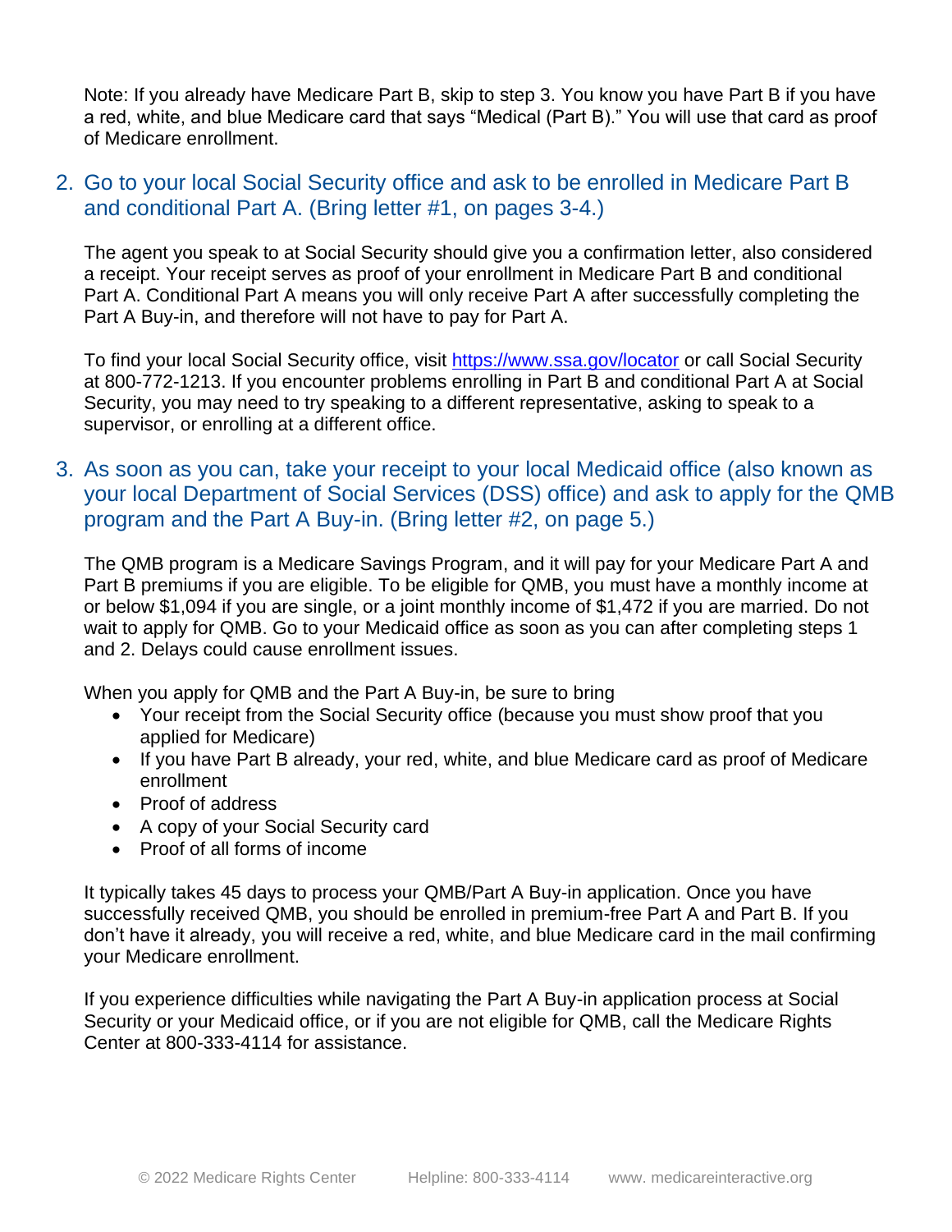Note: If you already have Medicare Part B, skip to step 3. You know you have Part B if you have a red, white, and blue Medicare card that says "Medical (Part B)." You will use that card as proof of Medicare enrollment.

## 2. Go to your local Social Security office and ask to be enrolled in Medicare Part B and conditional Part A. (Bring letter #1, on pages 3-4.)

The agent you speak to at Social Security should give you a confirmation letter, also considered a receipt. Your receipt serves as proof of your enrollment in Medicare Part B and conditional Part A. Conditional Part A means you will only receive Part A after successfully completing the Part A Buy-in, and therefore will not have to pay for Part A.

To find your local Social Security office, visit [https://www.ssa.gov/locator](https://www.ssa.gov/locator) or call Social Security at 800-772-1213. If you encounter problems enrolling in Part B and conditional Part A at Social Security, you may need to try speaking to a different representative, asking to speak to a supervisor, or enrolling at a different office.

## 3. As soon as you can, take your receipt to your local Medicaid office (also known as your local Department of Social Services (DSS) office) and ask to apply for the QMB program and the Part A Buy-in. (Bring letter #2, on page 5.)

The QMB program is a Medicare Savings Program, and it will pay for your Medicare Part A and Part B premiums if you are eligible. To be eligible for QMB, you must have a monthly income at or below $1,094 if you are single, or a joint monthly income of $1,472 if you are married. Do not wait to apply for QMB. Go to your Medicaid office as soon as you can after completing steps 1 and 2. Delays could cause enrollment issues.

When you apply for QMB and the Part A Buy-in, be sure to bring

- Your receipt from the Social Security office (because you must show proof that you applied for Medicare)
- If you have Part B already, your red, white, and blue Medicare card as proof of Medicare enrollment
- Proof of address
- A copy of your Social Security card
- Proof of all forms of income

It typically takes 45 days to process your QMB/Part A Buy-in application. Once you have successfully received QMB, you should be enrolled in premium-free Part A and Part B. If you don't have it already, you will receive a red, white, and blue Medicare card in the mail confirming your Medicare enrollment.

If you experience difficulties while navigating the Part A Buy-in application process at Social Security or your Medicaid office, or if you are not eligible for QMB, call the Medicare Rights Center at 800-333-4114 for assistance.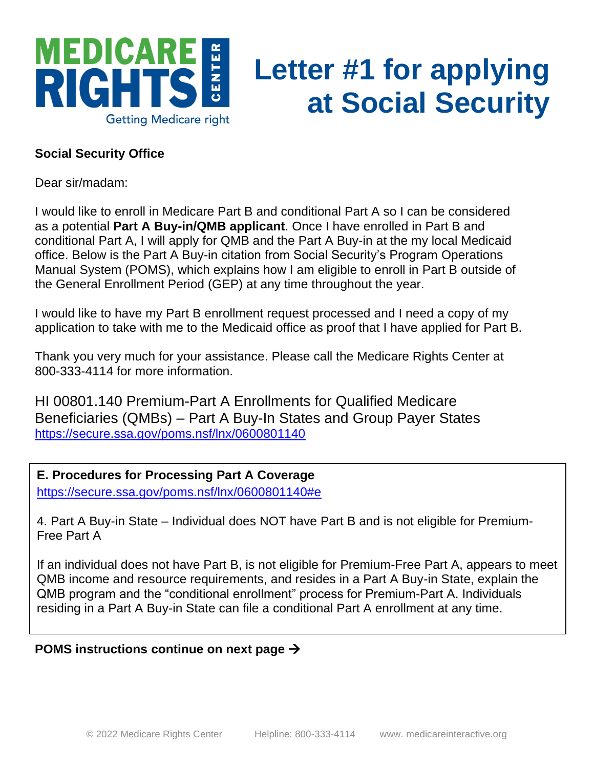# Letter #1 for applying at Social Security

**Social Security Office**

Dear sir/madam:

I would like to enroll in Medicare Part B and conditional Part A so I can be considered as a potential **Part A Buy-in/QMB applicant**. Once I have enrolled in Part B and conditional Part A, I will apply for QMB and the Part A Buy-in at the my local Medicaid office. Below is the Part A Buy-in citation from Social Security's Program Operations Manual System (POMS), which explains how I am eligible to enroll in Part B outside of the General Enrollment Period (GEP) at any time throughout the year.

I would like to have my Part B enrollment request processed and I need a copy of my application to take with me to the Medicaid office as proof that I have applied for Part B.

Thank you very much for your assistance. Please call the Medicare Rights Center at 800-333-4114 for more information.

HI 00801.140 Premium-Part A Enrollments for Qualified Medicare Beneficiaries (QMBs) – Part A Buy-In States and Group Payer States
https://secure.ssa.gov/poms.nsf/lnx/0600801140

**E. Procedures for Processing Part A Coverage**
https://secure.ssa.gov/poms.nsf/lnx/0600801140#e

4. Part A Buy-in State – Individual does NOT have Part B and is not eligible for Premium-Free Part A

If an individual does not have Part B, is not eligible for Premium-Free Part A, appears to meet QMB income and resource requirements, and resides in a Part A Buy-in State, explain the QMB program and the "conditional enrollment" process for Premium-Part A. Individuals residing in a Part A Buy-in State can file a conditional Part A enrollment at any time.

**POMS instructions continue on next page →**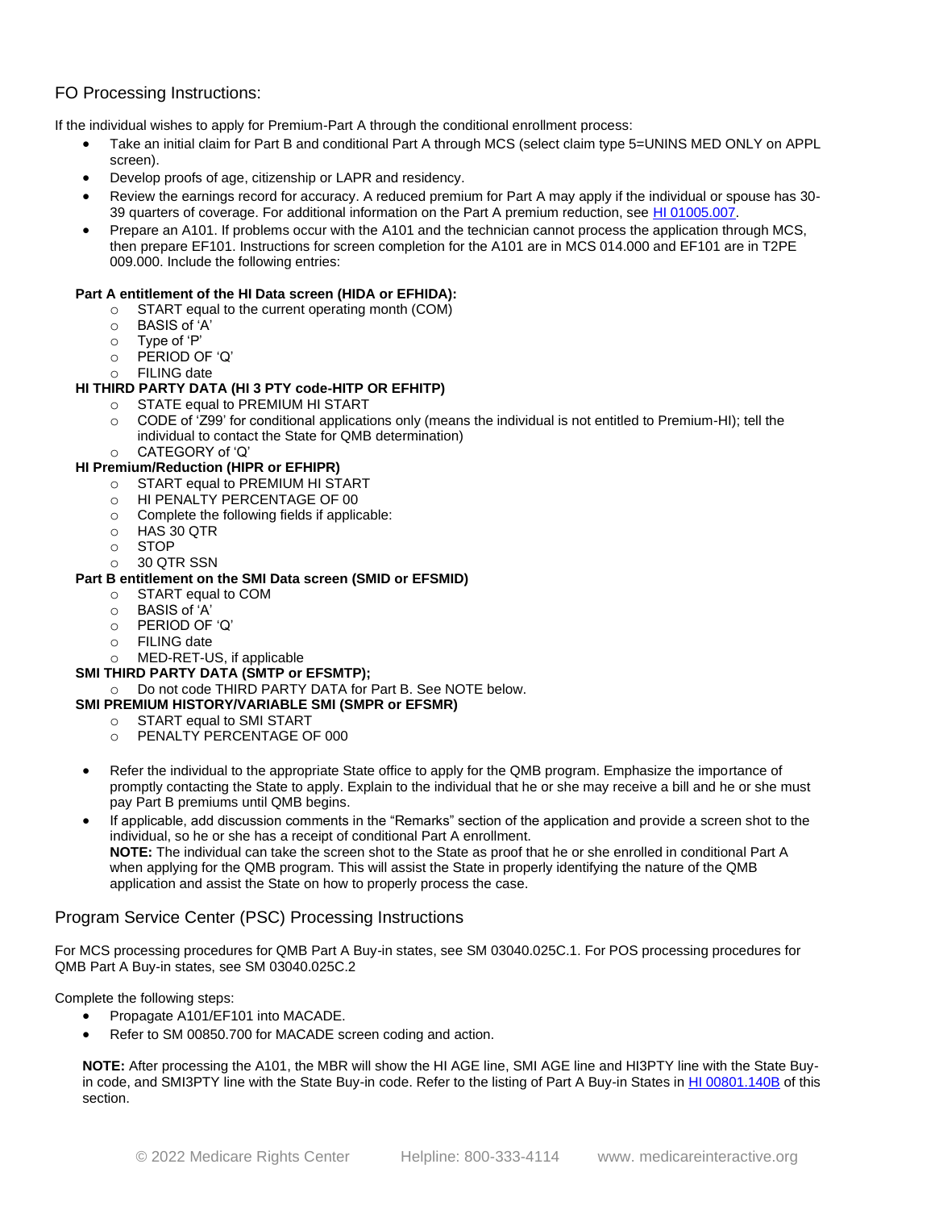## FO Processing Instructions:

If the individual wishes to apply for Premium-Part A through the conditional enrollment process:

- Take an initial claim for Part B and conditional Part A through MCS (select claim type 5=UNINS MED ONLY on APPL screen).
- Develop proofs of age, citizenship or LAPR and residency.
- Review the earnings record for accuracy. A reduced premium for Part A may apply if the individual or spouse has 30-39 quarters of coverage. For additional information on the Part A premium reduction, see HI 01005.007.
- Prepare an A101. If problems occur with the A101 and the technician cannot process the application through MCS, then prepare EF101. Instructions for screen completion for the A101 are in MCS 014.000 and EF101 are in T2PE 009.000. Include the following entries:

**Part A entitlement of the HI Data screen (HIDA or EFHIDA):**
- START equal to the current operating month (COM)
- BASIS of 'A'
- Type of 'P'
- PERIOD OF 'Q'
- FILING date

**HI THIRD PARTY DATA (HI 3 PTY code-HITP OR EFHITP)**
- STATE equal to PREMIUM HI START
- CODE of 'Z99' for conditional applications only (means the individual is not entitled to Premium-HI); tell the individual to contact the State for QMB determination)
- CATEGORY of 'Q'

**HI Premium/Reduction (HIPR or EFHIPR)**
- START equal to PREMIUM HI START
- HI PENALTY PERCENTAGE OF 00
- Complete the following fields if applicable:
- HAS 30 QTR
- STOP
- 30 QTR SSN

**Part B entitlement on the SMI Data screen (SMID or EFSMID)**
- START equal to COM
- BASIS of 'A'
- PERIOD OF 'Q'
- FILING date
- MED-RET-US, if applicable

**SMI THIRD PARTY DATA (SMTP or EFSMTP);**
- Do not code THIRD PARTY DATA for Part B. See NOTE below.

**SMI PREMIUM HISTORY/VARIABLE SMI (SMPR or EFSMR)**
- START equal to SMI START
- PENALTY PERCENTAGE OF 000

- Refer the individual to the appropriate State office to apply for the QMB program. Emphasize the importance of promptly contacting the State to apply. Explain to the individual that he or she may receive a bill and he or she must pay Part B premiums until QMB begins.
- If applicable, add discussion comments in the "Remarks" section of the application and provide a screen shot to the individual, so he or she has a receipt of conditional Part A enrollment.
  **NOTE:** The individual can take the screen shot to the State as proof that he or she enrolled in conditional Part A when applying for the QMB program. This will assist the State in properly identifying the nature of the QMB application and assist the State on how to properly process the case.

## Program Service Center (PSC) Processing Instructions

For MCS processing procedures for QMB Part A Buy-in states, see SM 03040.025C.1. For POS processing procedures for QMB Part A Buy-in states, see SM 03040.025C.2

Complete the following steps:

- Propagate A101/EF101 into MACADE.
- Refer to SM 00850.700 for MACADE screen coding and action.

**NOTE:** After processing the A101, the MBR will show the HI AGE line, SMI AGE line and HI3PTY line with the State Buy-in code, and SMI3PTY line with the State Buy-in code. Refer to the listing of Part A Buy-in States in HI 00801.140B of this section.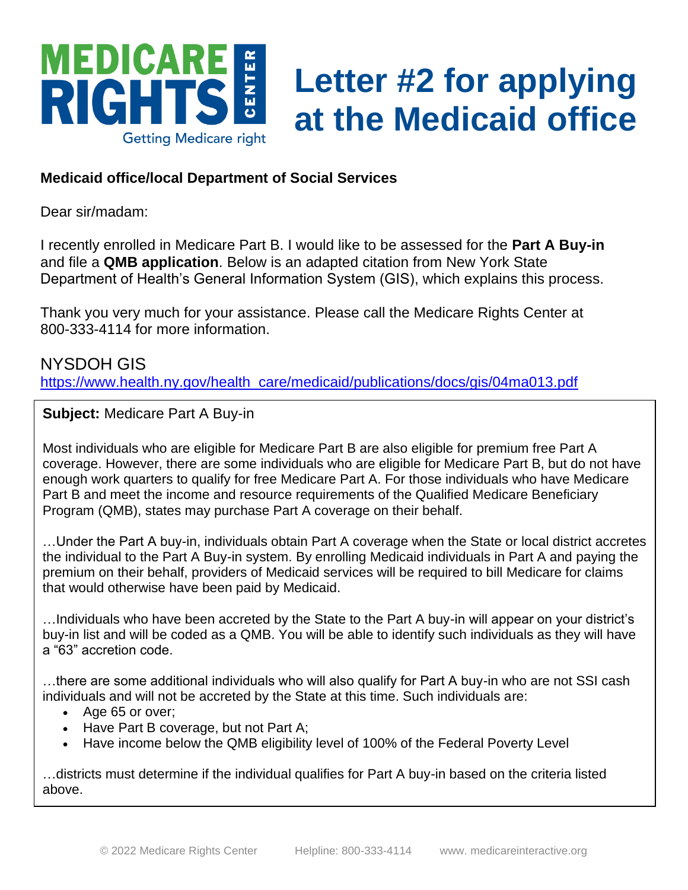# Letter #2 for applying at the Medicaid office

**Medicaid office/local Department of Social Services**

Dear sir/madam:

I recently enrolled in Medicare Part B. I would like to be assessed for the **Part A Buy-in** and file a **QMB application**. Below is an adapted citation from New York State Department of Health's General Information System (GIS), which explains this process.

Thank you very much for your assistance. Please call the Medicare Rights Center at 800-333-4114 for more information.

NYSDOH GIS
https://www.health.ny.gov/health_care/medicaid/publications/docs/gis/04ma013.pdf

**Subject:** Medicare Part A Buy-in

Most individuals who are eligible for Medicare Part B are also eligible for premium free Part A coverage. However, there are some individuals who are eligible for Medicare Part B, but do not have enough work quarters to qualify for free Medicare Part A. For those individuals who have Medicare Part B and meet the income and resource requirements of the Qualified Medicare Beneficiary Program (QMB), states may purchase Part A coverage on their behalf.

…Under the Part A buy-in, individuals obtain Part A coverage when the State or local district accretes the individual to the Part A Buy-in system. By enrolling Medicaid individuals in Part A and paying the premium on their behalf, providers of Medicaid services will be required to bill Medicare for claims that would otherwise have been paid by Medicaid.

…Individuals who have been accreted by the State to the Part A buy-in will appear on your district's buy-in list and will be coded as a QMB. You will be able to identify such individuals as they will have a "63" accretion code.

…there are some additional individuals who will also qualify for Part A buy-in who are not SSI cash individuals and will not be accreted by the State at this time. Such individuals are:

- Age 65 or over;
- Have Part B coverage, but not Part A;
- Have income below the QMB eligibility level of 100% of the Federal Poverty Level

…districts must determine if the individual qualifies for Part A buy-in based on the criteria listed above.